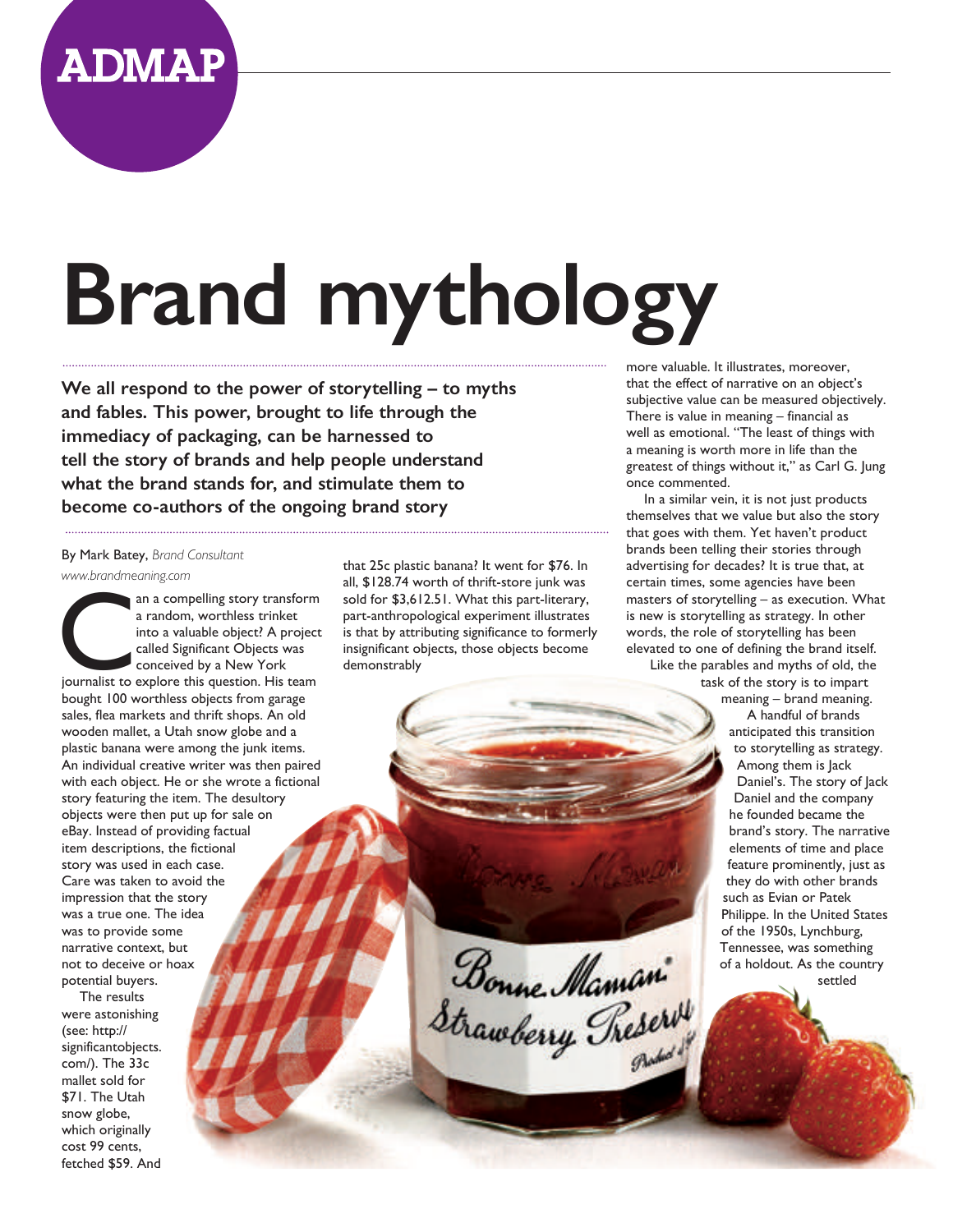# Brand mythology

**We all respond to the power of storytelling – to myths and fables. This power, brought to life through the immediacy of packaging, can be harnessed to tell the story of brands and help people understand what the brand stands for, and stimulate them to become co-authors of the ongoing brand story**

By Mark Batey, *Brand Consultant*
*www.brandmeaning.com*

Can a compelling story transform a random, worthless trinket into a valuable object? A project called Significant Objects was conceived by a New York journalist to explore this question. His team bought 100 worthless objects from garage sales, flea markets and thrift shops. An old wooden mallet, a Utah snow globe and a plastic banana were among the junk items. An individual creative writer was then paired with each object. He or she wrote a fictional story featuring the item. The desultory objects were then put up for sale on eBay. Instead of providing factual item descriptions, the fictional story was used in each case. Care was taken to avoid the impression that the story was a true one. The idea was to provide some narrative context, but not to deceive or hoax potential buyers.

The results were astonishing (see: http://significantobjects.com/). The 33c mallet sold for $71. The Utah snow globe, which originally cost 99 cents, fetched $59. And that 25c plastic banana? It went for $76. In all, $128.74 worth of thrift-store junk was sold for $3,612.51. What this part-literary, part-anthropological experiment illustrates is that by attributing significance to formerly insignificant objects, those objects become demonstrably more valuable. It illustrates, moreover, that the effect of narrative on an object's subjective value can be measured objectively. There is value in meaning – financial as well as emotional. "The least of things with a meaning is worth more in life than the greatest of things without it," as Carl G. Jung once commented.

In a similar vein, it is not just products themselves that we value but also the story that goes with them. Yet haven't product brands been telling their stories through advertising for decades? It is true that, at certain times, some agencies have been masters of storytelling – as execution. What is new is storytelling as strategy. In other words, the role of storytelling has been elevated to one of defining the brand itself.

Like the parables and myths of old, the task of the story is to impart meaning – brand meaning.

A handful of brands anticipated this transition to storytelling as strategy. Among them is Jack Daniel's. The story of Jack Daniel and the company he founded became the brand's story. The narrative elements of time and place feature prominently, just as they do with other brands such as Evian or Patek Philippe. In the United States of the 1950s, Lynchburg, Tennessee, was something of a holdout. As the country settled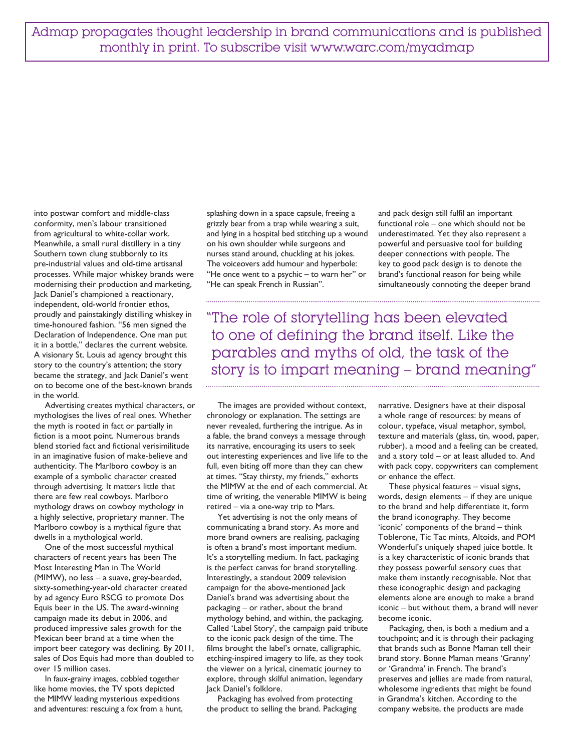into postwar comfort and middle-class conformity, men's labour transitioned from agricultural to white-collar work. Meanwhile, a small rural distillery in a tiny Southern town clung stubbornly to its pre-industrial values and old-time artisanal processes. While major whiskey brands were modernising their production and marketing, Jack Daniel's championed a reactionary, independent, old-world frontier ethos, proudly and painstakingly distilling whiskey in time-honoured fashion. "56 men signed the Declaration of Independence. One man put it in a bottle," declares the current website. A visionary St. Louis ad agency brought this story to the country's attention; the story became the strategy, and Jack Daniel's went on to become one of the best-known brands in the world.

Advertising creates mythical characters, or mythologises the lives of real ones. Whether the myth is rooted in fact or partially in fiction is a moot point. Numerous brands blend storied fact and fictional verisimilitude in an imaginative fusion of make-believe and authenticity. The Marlboro cowboy is an example of a symbolic character created through advertising. It matters little that there are few real cowboys. Marlboro mythology draws on cowboy mythology in a highly selective, proprietary manner. The Marlboro cowboy is a mythical figure that dwells in a mythological world.

One of the most successful mythical characters of recent years has been The Most Interesting Man in The World (MIMW), no less – a suave, grey-bearded, sixty-something-year-old character created by ad agency Euro RSCG to promote Dos Equis beer in the US. The award-winning campaign made its debut in 2006, and produced impressive sales growth for the Mexican beer brand at a time when the import beer category was declining. By 2011, sales of Dos Equis had more than doubled to over 15 million cases.

In faux-grainy images, cobbled together like home movies, the TV spots depicted the MIMW leading mysterious expeditions and adventures: rescuing a fox from a hunt, splashing down in a space capsule, freeing a grizzly bear from a trap while wearing a suit, and lying in a hospital bed stitching up a wound on his own shoulder while surgeons and nurses stand around, chuckling at his jokes. The voiceovers add humour and hyperbole: "He once went to a psychic – to warn her" or "He can speak French in Russian".

> "The role of storytelling has been elevated to one of defining the brand itself. Like the parables and myths of old, the task of the story is to impart meaning – brand meaning"

The images are provided without context, chronology or explanation. The settings are never revealed, furthering the intrigue. As in a fable, the brand conveys a message through its narrative, encouraging its users to seek out interesting experiences and live life to the full, even biting off more than they can chew at times. "Stay thirsty, my friends," exhorts the MIMW at the end of each commercial. At time of writing, the venerable MIMW is being retired – via a one-way trip to Mars.

Yet advertising is not the only means of communicating a brand story. As more and more brand owners are realising, packaging is often a brand's most important medium. It's a storytelling medium. In fact, packaging is the perfect canvas for brand storytelling. Interestingly, a standout 2009 television campaign for the above-mentioned Jack Daniel's brand was advertising about the packaging – or rather, about the brand mythology behind, and within, the packaging. Called 'Label Story', the campaign paid tribute to the iconic pack design of the time. The films brought the label's ornate, calligraphic, etching-inspired imagery to life, as they took the viewer on a lyrical, cinematic journey to explore, through skilful animation, legendary Jack Daniel's folklore.

Packaging has evolved from protecting the product to selling the brand. Packaging and pack design still fulfil an important functional role – one which should not be underestimated. Yet they also represent a powerful and persuasive tool for building deeper connections with people. The key to good pack design is to denote the brand's functional reason for being while simultaneously connoting the deeper brand narrative. Designers have at their disposal a whole range of resources: by means of colour, typeface, visual metaphor, symbol, texture and materials (glass, tin, wood, paper, rubber), a mood and a feeling can be created, and a story told – or at least alluded to. And with pack copy, copywriters can complement or enhance the effect.

These physical features – visual signs, words, design elements – if they are unique to the brand and help differentiate it, form the brand iconography. They become 'iconic' components of the brand – think Toblerone, Tic Tac mints, Altoids, and POM Wonderful's uniquely shaped juice bottle. It is a key characteristic of iconic brands that they possess powerful sensory cues that make them instantly recognisable. Not that these iconographic design and packaging elements alone are enough to make a brand iconic – but without them, a brand will never become iconic.

Packaging, then, is both a medium and a touchpoint; and it is through their packaging that brands such as Bonne Maman tell their brand story. Bonne Maman means 'Granny' or 'Grandma' in French. The brand's preserves and jellies are made from natural, wholesome ingredients that might be found in Grandma's kitchen. According to the company website, the products are made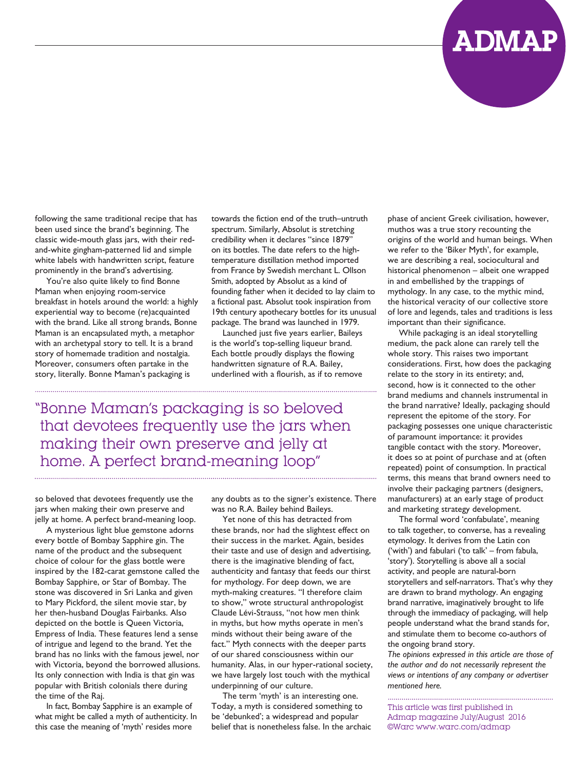following the same traditional recipe that has been used since the brand's beginning. The classic wide-mouth glass jars, with their red-and-white gingham-patterned lid and simple white labels with handwritten script, feature prominently in the brand's advertising.

You're also quite likely to find Bonne Maman when enjoying room-service breakfast in hotels around the world: a highly experiential way to become (re)acquainted with the brand. Like all strong brands, Bonne Maman is an encapsulated myth, a metaphor with an archetypal story to tell. It is a brand story of homemade tradition and nostalgia. Moreover, consumers often partake in the story, literally. Bonne Maman's packaging is so beloved that devotees frequently use the jars when making their own preserve and jelly at home. A perfect brand-meaning loop.

> "Bonne Maman's packaging is so beloved that devotees frequently use the jars when making their own preserve and jelly at home. A perfect brand-meaning loop"

A mysterious light blue gemstone adorns every bottle of Bombay Sapphire gin. The name of the product and the subsequent choice of colour for the glass bottle were inspired by the 182-carat gemstone called the Bombay Sapphire, or Star of Bombay. The stone was discovered in Sri Lanka and given to Mary Pickford, the silent movie star, by her then-husband Douglas Fairbanks. Also depicted on the bottle is Queen Victoria, Empress of India. These features lend a sense of intrigue and legend to the brand. Yet the brand has no links with the famous jewel, nor with Victoria, beyond the borrowed allusions. Its only connection with India is that gin was popular with British colonials there during the time of the Raj.

In fact, Bombay Sapphire is an example of what might be called a myth of authenticity. In this case the meaning of 'myth' resides more towards the fiction end of the truth–untruth spectrum. Similarly, Absolut is stretching credibility when it declares "since 1879" on its bottles. The date refers to the high-temperature distillation method imported from France by Swedish merchant L. Ollson Smith, adopted by Absolut as a kind of founding father when it decided to lay claim to a fictional past. Absolut took inspiration from 19th century apothecary bottles for its unusual package. The brand was launched in 1979.

Launched just five years earlier, Baileys is the world's top-selling liqueur brand. Each bottle proudly displays the flowing handwritten signature of R.A. Bailey, underlined with a flourish, as if to remove any doubts as to the signer's existence. There was no R.A. Bailey behind Baileys.

Yet none of this has detracted from these brands, nor had the slightest effect on their success in the market. Again, besides their taste and use of design and advertising, there is the imaginative blending of fact, authenticity and fantasy that feeds our thirst for mythology. For deep down, we are myth-making creatures. "I therefore claim to show," wrote structural anthropologist Claude Lévi-Strauss, "not how men think in myths, but how myths operate in men's minds without their being aware of the fact." Myth connects with the deeper parts of our shared consciousness within our humanity. Alas, in our hyper-rational society, we have largely lost touch with the mythical underpinning of our culture.

The term 'myth' is an interesting one. Today, a myth is considered something to be 'debunked'; a widespread and popular belief that is nonetheless false. In the archaic phase of ancient Greek civilisation, however, muthos was a true story recounting the origins of the world and human beings. When we refer to the 'Biker Myth', for example, we are describing a real, sociocultural and historical phenomenon – albeit one wrapped in and embellished by the trappings of mythology. In any case, to the mythic mind, the historical veracity of our collective store of lore and legends, tales and traditions is less important than their significance.

While packaging is an ideal storytelling medium, the pack alone can rarely tell the whole story. This raises two important considerations. First, how does the packaging relate to the story in its entirety; and, second, how is it connected to the other brand mediums and channels instrumental in the brand narrative? Ideally, packaging should represent the epitome of the story. For packaging possesses one unique characteristic of paramount importance: it provides tangible contact with the story. Moreover, it does so at point of purchase and at (often repeated) point of consumption. In practical terms, this means that brand owners need to involve their packaging partners (designers, manufacturers) at an early stage of product and marketing strategy development.

The formal word 'confabulate', meaning to talk together, to converse, has a revealing etymology. It derives from the Latin con ('with') and fabulari ('to talk' – from fabula, 'story'). Storytelling is above all a social activity, and people are natural-born storytellers and self-narrators. That's why they are drawn to brand mythology. An engaging brand narrative, imaginatively brought to life through the immediacy of packaging, will help people understand what the brand stands for, and stimulate them to become co-authors of the ongoing brand story.

*The opinions expressed in this article are those of the author and do not necessarily represent the views or intentions of any company or advertiser mentioned here.*

This article was first published in Admap magazine July/August 2016 ©Warc www.warc.com/admap